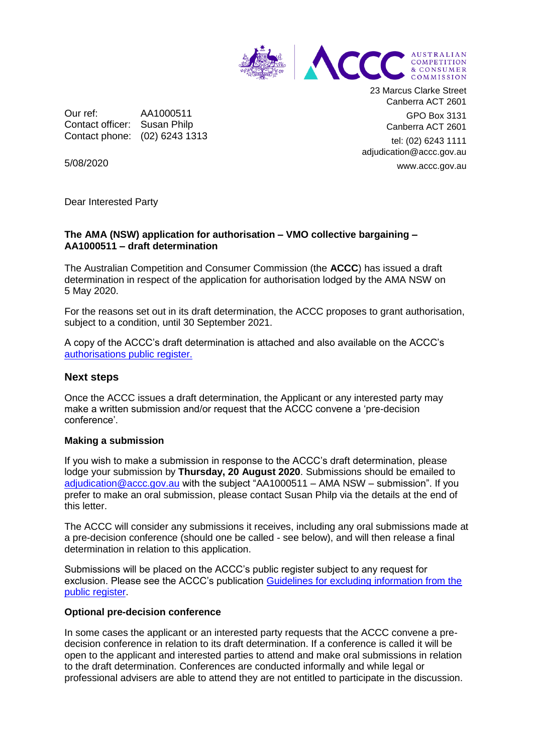AUSTRALIAN COMPETITION & CONSUMER COMMISSION

23 Marcus Clarke Street
Canberra ACT 2601

GPO Box 3131
Canberra ACT 2601

tel: (02) 6243 1111
adjudication@accc.gov.au

www.accc.gov.au

Our ref: AA1000511
Contact officer: Susan Philp
Contact phone: (02) 6243 1313

5/08/2020

Dear Interested Party

**The AMA (NSW) application for authorisation – VMO collective bargaining – AA1000511 – draft determination**

The Australian Competition and Consumer Commission (the **ACCC**) has issued a draft determination in respect of the application for authorisation lodged by the AMA NSW on 5 May 2020.

For the reasons set out in its draft determination, the ACCC proposes to grant authorisation, subject to a condition, until 30 September 2021.

A copy of the ACCC's draft determination is attached and also available on the ACCC's [authorisations public register.]()

## Next steps

Once the ACCC issues a draft determination, the Applicant or any interested party may make a written submission and/or request that the ACCC convene a 'pre-decision conference'.

### Making a submission

If you wish to make a submission in response to the ACCC's draft determination, please lodge your submission by **Thursday, 20 August 2020**. Submissions should be emailed to [adjudication@accc.gov.au](mailto:adjudication@accc.gov.au) with the subject "AA1000511 – AMA NSW – submission". If you prefer to make an oral submission, please contact Susan Philp via the details at the end of this letter.

The ACCC will consider any submissions it receives, including any oral submissions made at a pre-decision conference (should one be called - see below), and will then release a final determination in relation to this application.

Submissions will be placed on the ACCC's public register subject to any request for exclusion. Please see the ACCC's publication [Guidelines for excluding information from the public register]().

### Optional pre-decision conference

In some cases the applicant or an interested party requests that the ACCC convene a pre-decision conference in relation to its draft determination. If a conference is called it will be open to the applicant and interested parties to attend and make oral submissions in relation to the draft determination. Conferences are conducted informally and while legal or professional advisers are able to attend they are not entitled to participate in the discussion.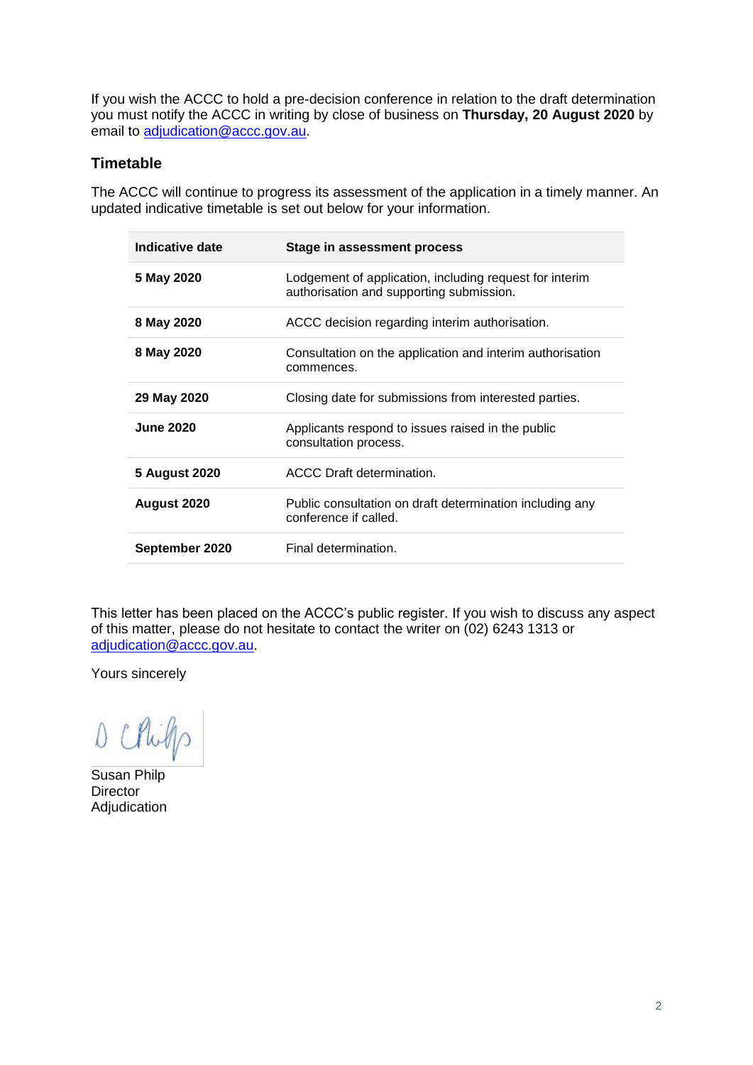If you wish the ACCC to hold a pre-decision conference in relation to the draft determination you must notify the ACCC in writing by close of business on **Thursday, 20 August 2020** by email to adjudication@accc.gov.au.

## Timetable

The ACCC will continue to progress its assessment of the application in a timely manner. An updated indicative timetable is set out below for your information.

| Indicative date | Stage in assessment process |
|---|---|
| **5 May 2020** | Lodgement of application, including request for interim authorisation and supporting submission. |
| **8 May 2020** | ACCC decision regarding interim authorisation. |
| **8 May 2020** | Consultation on the application and interim authorisation commences. |
| **29 May 2020** | Closing date for submissions from interested parties. |
| **June 2020** | Applicants respond to issues raised in the public consultation process. |
| **5 August 2020** | ACCC Draft determination. |
| **August 2020** | Public consultation on draft determination including any conference if called. |
| **September 2020** | Final determination. |

This letter has been placed on the ACCC's public register. If you wish to discuss any aspect of this matter, please do not hesitate to contact the writer on (02) 6243 1313 or adjudication@accc.gov.au.

Yours sincerely

Susan Philp
Director
Adjudication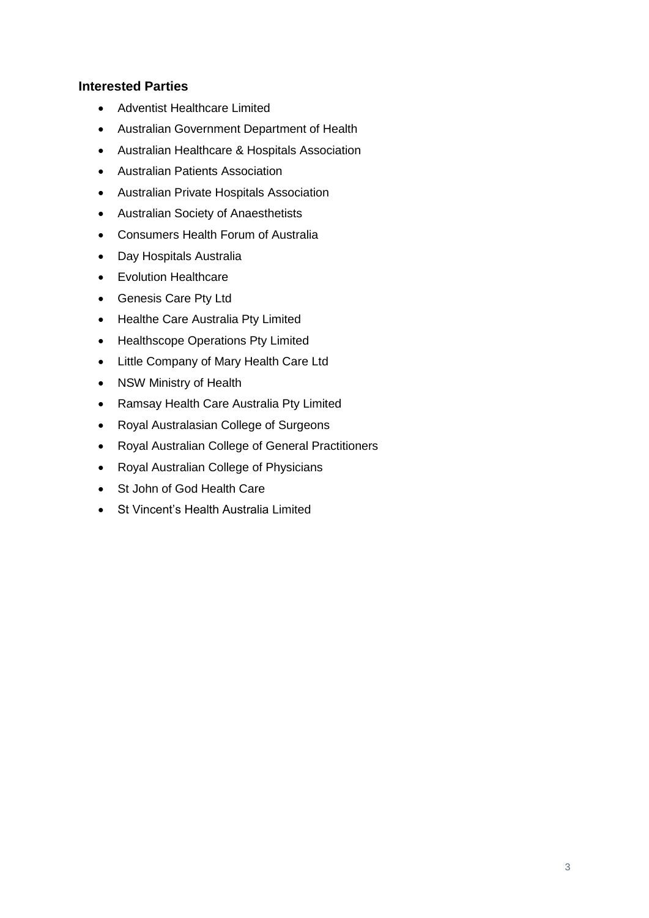### Interested Parties

- Adventist Healthcare Limited
- Australian Government Department of Health
- Australian Healthcare & Hospitals Association
- Australian Patients Association
- Australian Private Hospitals Association
- Australian Society of Anaesthetists
- Consumers Health Forum of Australia
- Day Hospitals Australia
- Evolution Healthcare
- Genesis Care Pty Ltd
- Healthe Care Australia Pty Limited
- Healthscope Operations Pty Limited
- Little Company of Mary Health Care Ltd
- NSW Ministry of Health
- Ramsay Health Care Australia Pty Limited
- Royal Australasian College of Surgeons
- Royal Australian College of General Practitioners
- Royal Australian College of Physicians
- St John of God Health Care
- St Vincent's Health Australia Limited